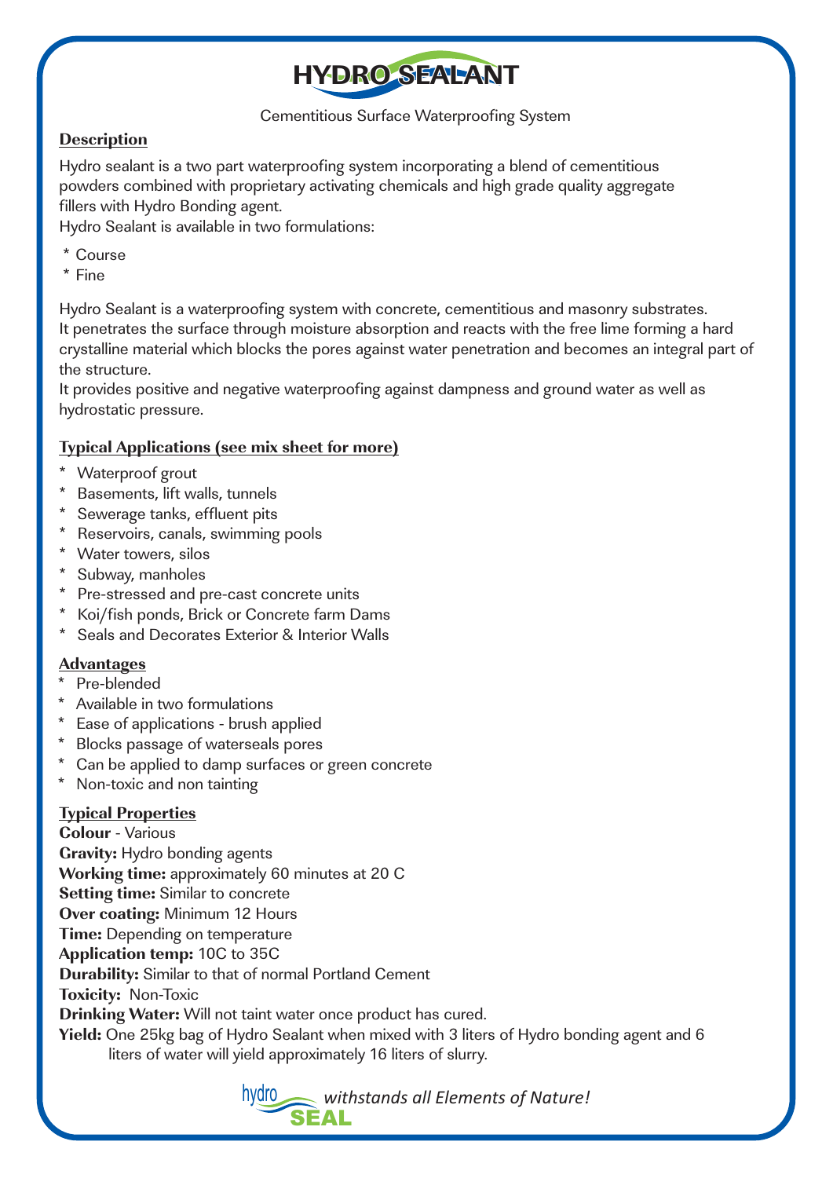# HYDRO SEALANT

Cementitious Surface Waterproofing System

## Description

Hydro sealant is a two part waterproofing system incorporating a blend of cementitious powders combined with proprietary activating chemicals and high grade quality aggregate fillers with Hydro Bonding agent.
Hydro Sealant is available in two formulations:

* Course
* Fine

Hydro Sealant is a waterproofing system with concrete, cementitious and masonry substrates. It penetrates the surface through moisture absorption and reacts with the free lime forming a hard crystalline material which blocks the pores against water penetration and becomes an integral part of the structure.
It provides positive and negative waterproofing against dampness and ground water as well as hydrostatic pressure.

## Typical Applications (see mix sheet for more)

* Waterproof grout
* Basements, lift walls, tunnels
* Sewerage tanks, effluent pits
* Reservoirs, canals, swimming pools
* Water towers, silos
* Subway, manholes
* Pre-stressed and pre-cast concrete units
* Koi/fish ponds, Brick or Concrete farm Dams
* Seals and Decorates Exterior & Interior Walls

## Advantages

* Pre-blended
* Available in two formulations
* Ease of applications - brush applied
* Blocks passage of waterseals pores
* Can be applied to damp surfaces or green concrete
* Non-toxic and non tainting

## Typical Properties

**Colour** - Various
**Gravity:** Hydro bonding agents
**Working time:** approximately 60 minutes at 20 C
**Setting time:** Similar to concrete
**Over coating:** Minimum 12 Hours
**Time:** Depending on temperature
**Application temp:** 10C to 35C
**Durability:** Similar to that of normal Portland Cement
**Toxicity:** Non-Toxic
**Drinking Water:** Will not taint water once product has cured.
**Yield:** One 25kg bag of Hydro Sealant when mixed with 3 liters of Hydro bonding agent and 6 liters of water will yield approximately 16 liters of slurry.

hydro SEAL *withstands all Elements of Nature!*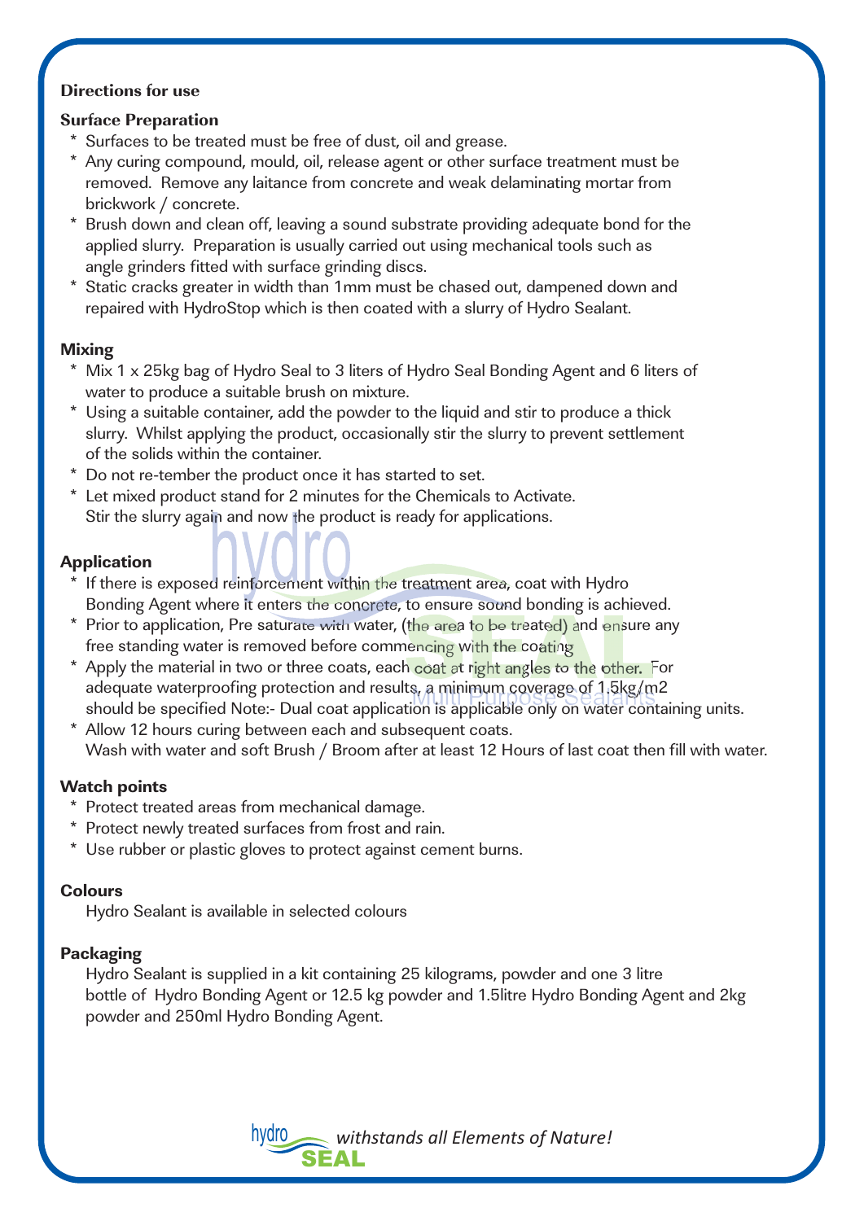## Directions for use

### Surface Preparation

* Surfaces to be treated must be free of dust, oil and grease.
* Any curing compound, mould, oil, release agent or other surface treatment must be removed. Remove any laitance from concrete and weak delaminating mortar from brickwork / concrete.
* Brush down and clean off, leaving a sound substrate providing adequate bond for the applied slurry. Preparation is usually carried out using mechanical tools such as angle grinders fitted with surface grinding discs.
* Static cracks greater in width than 1mm must be chased out, dampened down and repaired with HydroStop which is then coated with a slurry of Hydro Sealant.

### Mixing

* Mix 1 x 25kg bag of Hydro Seal to 3 liters of Hydro Seal Bonding Agent and 6 liters of water to produce a suitable brush on mixture.
* Using a suitable container, add the powder to the liquid and stir to produce a thick slurry. Whilst applying the product, occasionally stir the slurry to prevent settlement of the solids within the container.
* Do not re-tember the product once it has started to set.
* Let mixed product stand for 2 minutes for the Chemicals to Activate. Stir the slurry again and now the product is ready for applications.

### Application

* If there is exposed reinforcement within the treatment area, coat with Hydro Bonding Agent where it enters the concrete, to ensure sound bonding is achieved.
* Prior to application, Pre saturate with water, (the area to be treated) and ensure any free standing water is removed before commencing with the coating
* Apply the material in two or three coats, each coat at right angles to the other. For adequate waterproofing protection and results, a minimum coverage of 1.5kg/m2 should be specified Note:- Dual coat application is applicable only on water containing units.
* Allow 12 hours curing between each and subsequent coats. Wash with water and soft Brush / Broom after at least 12 Hours of last coat then fill with water.

### Watch points

* Protect treated areas from mechanical damage.
* Protect newly treated surfaces from frost and rain.
* Use rubber or plastic gloves to protect against cement burns.

### Colours

Hydro Sealant is available in selected colours

### Packaging

Hydro Sealant is supplied in a kit containing 25 kilograms, powder and one 3 litre bottle of Hydro Bonding Agent or 12.5 kg powder and 1.5litre Hydro Bonding Agent and 2kg powder and 250ml Hydro Bonding Agent.

hydro SEAL *withstands all Elements of Nature!*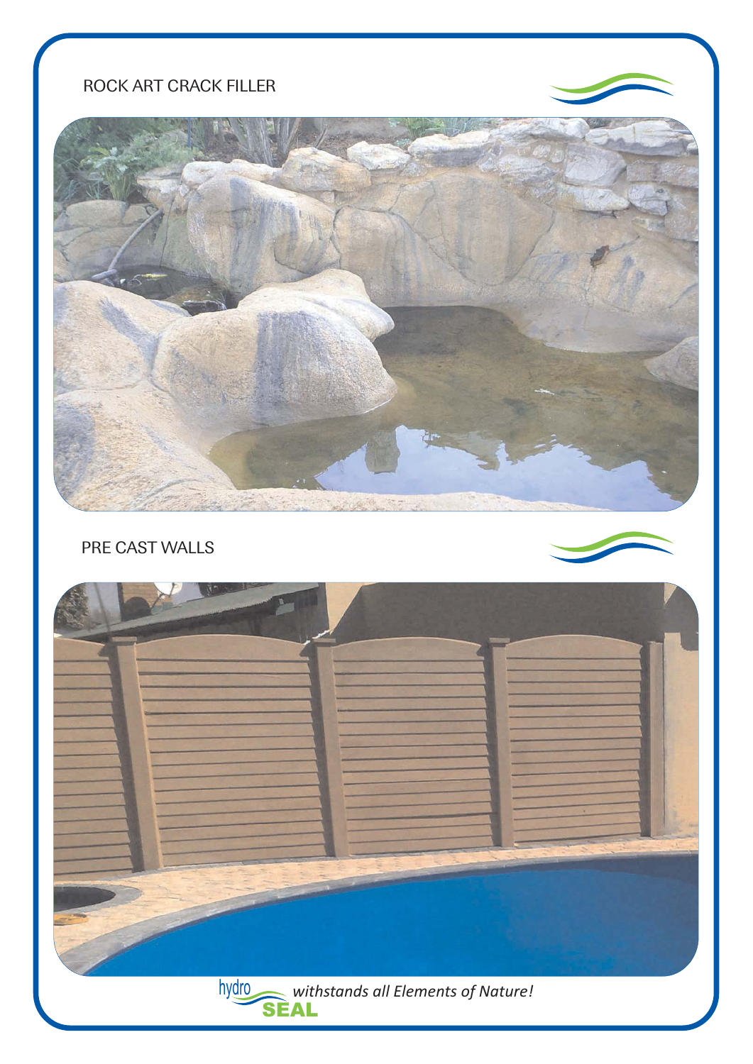## ROCK ART CRACK FILLER

## PRE CAST WALLS

hydro SEAL *withstands all Elements of Nature!*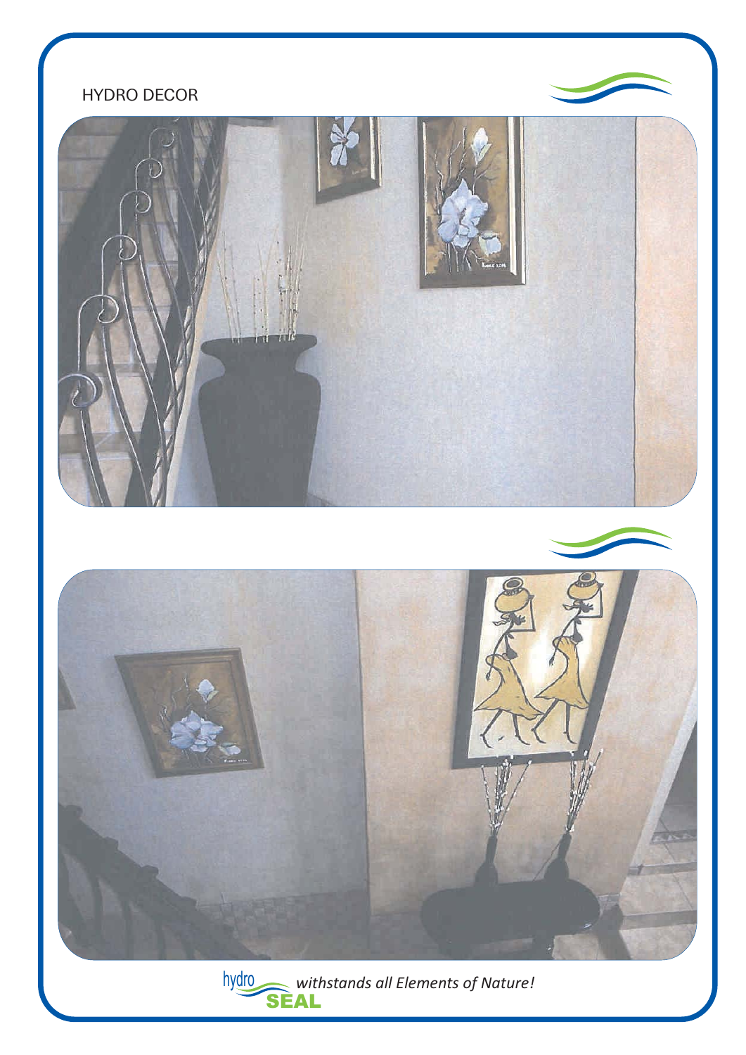HYDRO DECOR

hydro SEAL *withstands all Elements of Nature!*